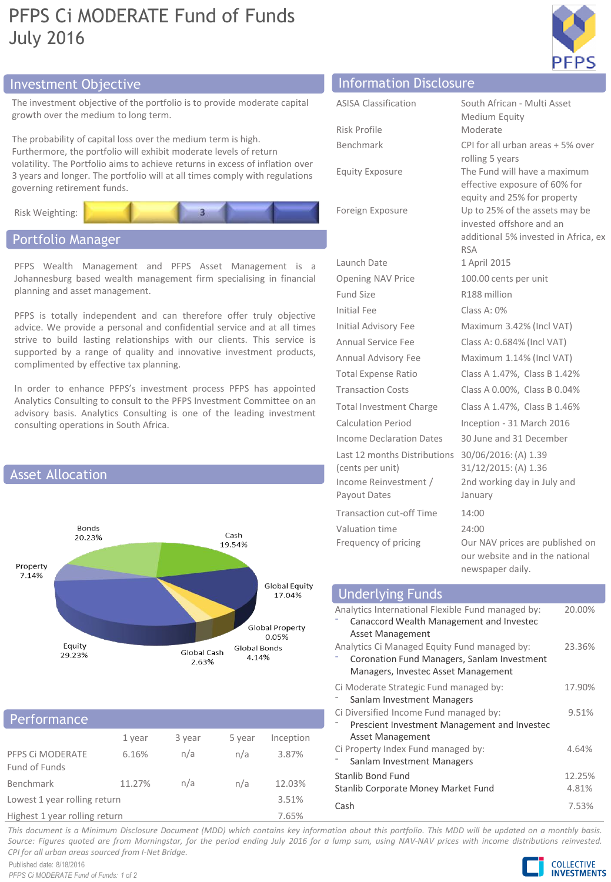# PFPS Ci MODERATE Fund of Funds
July 2016

## Investment Objective

The investment objective of the portfolio is to provide moderate capital growth over the medium to long term.

The probability of capital loss over the medium term is high. Furthermore, the portfolio will exhibit moderate levels of return volatility. The Portfolio aims to achieve returns in excess of inflation over 3 years and longer. The portfolio will at all times comply with regulations governing retirement funds.

Risk Weighting: 3

## Portfolio Manager

PFPS Wealth Management and PFPS Asset Management is a Johannesburg based wealth management firm specialising in financial planning and asset management.

PFPS is totally independent and can therefore offer truly objective advice. We provide a personal and confidential service and at all times strive to build lasting relationships with our clients. This service is supported by a range of quality and innovative investment products, complimented by effective tax planning.

In order to enhance PFPS's investment process PFPS has appointed Analytics Consulting to consult to the PFPS Investment Committee on an advisory basis. Analytics Consulting is one of the leading investment consulting operations in South Africa.

## Asset Allocation

| Asset Class | Allocation |
|---|---|
| Bonds | 20.23% |
| Cash | 19.54% |
| Global Equity | 17.04% |
| Global Property | 0.05% |
| Global Bonds | 4.14% |
| Global Cash | 2.63% |
| Equity | 29.23% |
| Property | 7.14% |

## Performance

| | 1 year | 3 year | 5 year | Inception |
|---|---|---|---|---|
| PFPS Ci MODERATE Fund of Funds | 6.16% | n/a | n/a | 3.87% |
| Benchmark | 11.27% | n/a | n/a | 12.03% |
| Lowest 1 year rolling return | | | | 3.51% |
| Highest 1 year rolling return | | | | 7.65% |

## Information Disclosure

| | |
|---|---|
| ASISA Classification | South African - Multi Asset Medium Equity |
| Risk Profile | Moderate |
| Benchmark | CPI for all urban areas + 5% over rolling 5 years |
| Equity Exposure | The Fund will have a maximum effective exposure of 60% for equity and 25% for property |
| Foreign Exposure | Up to 25% of the assets may be invested offshore and an additional 5% invested in Africa, ex RSA |
| Launch Date | 1 April 2015 |
| Opening NAV Price | 100.00 cents per unit |
| Fund Size | R188 million |
| Initial Fee | Class A: 0% |
| Initial Advisory Fee | Maximum 3.42% (Incl VAT) |
| Annual Service Fee | Class A: 0.684% (Incl VAT) |
| Annual Advisory Fee | Maximum 1.14% (Incl VAT) |
| Total Expense Ratio | Class A 1.47%, Class B 1.42% |
| Transaction Costs | Class A 0.00%, Class B 0.04% |
| Total Investment Charge | Class A 1.47%, Class B 1.46% |
| Calculation Period | Inception - 31 March 2016 |
| Income Declaration Dates | 30 June and 31 December |
| Last 12 months Distributions (cents per unit) | 30/06/2016: (A) 1.39<br>31/12/2015: (A) 1.36 |
| Income Reinvestment / Payout Dates | 2nd working day in July and January |
| Transaction cut-off Time | 14:00 |
| Valuation time | 24:00 |
| Frequency of pricing | Our NAV prices are published on our website and in the national newspaper daily. |

## Underlying Funds

| Fund | Weight |
|---|---|
| Analytics International Flexible Fund managed by:<br>- Canaccord Wealth Management and Investec Asset Management | 20.00% |
| Analytics Ci Managed Equity Fund managed by:<br>- Coronation Fund Managers, Sanlam Investment Managers, Investec Asset Management | 23.36% |
| Ci Moderate Strategic Fund managed by:<br>- Sanlam Investment Managers | 17.90% |
| Ci Diversified Income Fund managed by:<br>- Prescient Investment Management and Investec Asset Management | 9.51% |
| Ci Property Index Fund managed by:<br>- Sanlam Investment Managers | 4.64% |
| Stanlib Bond Fund | 12.25% |
| Stanlib Corporate Money Market Fund | 4.81% |
| Cash | 7.53% |

*This document is a Minimum Disclosure Document (MDD) which contains key information about this portfolio. This MDD will be updated on a monthly basis. Source: Figures quoted are from Morningstar, for the period ending July 2016 for a lump sum, using NAV-NAV prices with income distributions reinvested. CPI for all urban areas sourced from I-Net Bridge.*

Published date: 8/18/2016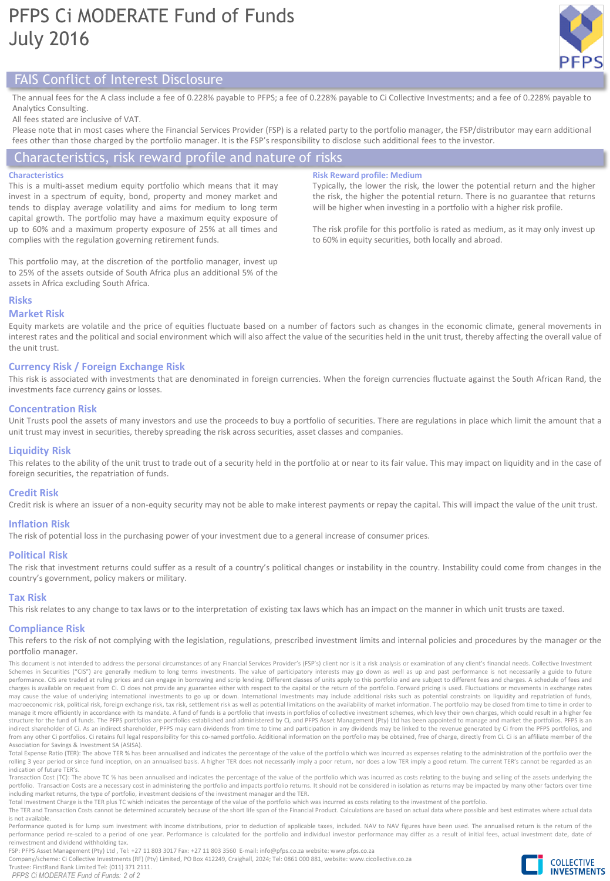# PFPS Ci MODERATE Fund of Funds
July 2016

## FAIS Conflict of Interest Disclosure

The annual fees for the A class include a fee of 0.228% payable to PFPS; a fee of 0.228% payable to Ci Collective Investments; and a fee of 0.228% payable to Analytics Consulting.

All fees stated are inclusive of VAT.

Please note that in most cases where the Financial Services Provider (FSP) is a related party to the portfolio manager, the FSP/distributor may earn additional fees other than those charged by the portfolio manager. It is the FSP's responsibility to disclose such additional fees to the investor.

## Characteristics, risk reward profile and nature of risks

### Characteristics

This is a multi-asset medium equity portfolio which means that it may invest in a spectrum of equity, bond, property and money market and tends to display average volatility and aims for medium to long term capital growth. The portfolio may have a maximum equity exposure of up to 60% and a maximum property exposure of 25% at all times and complies with the regulation governing retirement funds.

This portfolio may, at the discretion of the portfolio manager, invest up to 25% of the assets outside of South Africa plus an additional 5% of the assets in Africa excluding South Africa.

### Risk Reward profile: Medium

Typically, the lower the risk, the lower the potential return and the higher the risk, the higher the potential return. There is no guarantee that returns will be higher when investing in a portfolio with a higher risk profile.

The risk profile for this portfolio is rated as medium, as it may only invest up to 60% in equity securities, both locally and abroad.

### Risks

#### Market Risk

Equity markets are volatile and the price of equities fluctuate based on a number of factors such as changes in the economic climate, general movements in interest rates and the political and social environment which will also affect the value of the securities held in the unit trust, thereby affecting the overall value of the unit trust.

#### Currency Risk / Foreign Exchange Risk

This risk is associated with investments that are denominated in foreign currencies. When the foreign currencies fluctuate against the South African Rand, the investments face currency gains or losses.

#### Concentration Risk

Unit Trusts pool the assets of many investors and use the proceeds to buy a portfolio of securities. There are regulations in place which limit the amount that a unit trust may invest in securities, thereby spreading the risk across securities, asset classes and companies.

#### Liquidity Risk

This relates to the ability of the unit trust to trade out of a security held in the portfolio at or near to its fair value. This may impact on liquidity and in the case of foreign securities, the repatriation of funds.

#### Credit Risk

Credit risk is where an issuer of a non-equity security may not be able to make interest payments or repay the capital. This will impact the value of the unit trust.

#### Inflation Risk

The risk of potential loss in the purchasing power of your investment due to a general increase of consumer prices.

#### Political Risk

The risk that investment returns could suffer as a result of a country's political changes or instability in the country. Instability could come from changes in the country's government, policy makers or military.

#### Tax Risk

This risk relates to any change to tax laws or to the interpretation of existing tax laws which has an impact on the manner in which unit trusts are taxed.

#### Compliance Risk

This refers to the risk of not complying with the legislation, regulations, prescribed investment limits and internal policies and procedures by the manager or the portfolio manager.

This document is not intended to address the personal circumstances of any Financial Services Provider's (FSP's) client nor is it a risk analysis or examination of any client's financial needs. Collective Investment Schemes in Securities ("CIS") are generally medium to long terms investments. The value of participatory interests may go down as well as up and past performance is not necessarily a guide to future performance. CIS are traded at ruling prices and can engage in borrowing and scrip lending. Different classes of units apply to this portfolio and are subject to different fees and charges. A schedule of fees and charges is available on request from Ci. Ci does not provide any guarantee either with respect to the capital or the return of the portfolio. Forward pricing is used. Fluctuations or movements in exchange rates may cause the value of underlying international investments to go up or down. International Investments may include additional risks such as potential constraints on liquidity and repatriation of funds, macroeconomic risk, political risk, foreign exchange risk, tax risk, settlement risk as well as potential limitations on the availability of market information. The portfolio may be closed from time to time in order to manage it more efficiently in accordance with its mandate. A fund of funds is a portfolio that invests in portfolios of collective investment schemes, which levy their own charges, which could result in a higher fee structure for the fund of funds. The PFPS portfolios are portfolios established and administered by Ci, and PFPS Asset Management (Pty) Ltd has been appointed to manage and market the portfolios. PFPS is an indirect shareholder of Ci. As an indirect shareholder, PFPS may earn dividends from time to time and participation in any dividends may be linked to the revenue generated by Ci from the PFPS portfolios, and from any other Ci portfolios. Ci retains full legal responsibility for this co-named portfolio. Additional information on the portfolio may be obtained, free of charge, directly from Ci. Ci is an affiliate member of the Association for Savings & Investment SA (ASISA).

Total Expense Ratio (TER): The above TER % has been annualised and indicates the percentage of the value of the portfolio which was incurred as expenses relating to the administration of the portfolio over the rolling 3 year period or since fund inception, on an annualised basis. A higher TER does not necessarily imply a poor return, nor does a low TER imply a good return. The current TER's cannot be regarded as an indication of future TER's.

Transaction Cost (TC): The above TC % has been annualised and indicates the percentage of the value of the portfolio which was incurred as costs relating to the buying and selling of the assets underlying the portfolio. Transaction Costs are a necessary cost in administering the portfolio and impacts portfolio returns. It should not be considered in isolation as returns may be impacted by many other factors over time including market returns, the type of portfolio, investment decisions of the investment manager and the TER.

Total Investment Charge is the TER plus TC which indicates the percentage of the value of the portfolio which was incurred as costs relating to the investment of the portfolio.

The TER and Transaction Costs cannot be determined accurately because of the short life span of the Financial Product. Calculations are based on actual data where possible and best estimates where actual data is not available.

Performance quoted is for lump sum investment with income distributions, prior to deduction of applicable taxes, included. NAV to NAV figures have been used. The annualised return is the return of the performance period re-scaled to a period of one year. Performance is calculated for the portfolio and individual investor performance may differ as a result of initial fees, actual investment date, date of reinvestment and dividend withholding tax.

FSP: PFPS Asset Management (Pty) Ltd , Tel: +27 11 803 3017 Fax: +27 11 803 3560 E-mail: info@pfps.co.za website: www.pfps.co.za

Company/scheme: Ci Collective Investments (RF) (Pty) Limited, PO Box 412249, Craighall, 2024; Tel: 0861 000 881, website: www.cicollective.co.za

Trustee: FirstRand Bank Limited Tel: (011) 371 2111.